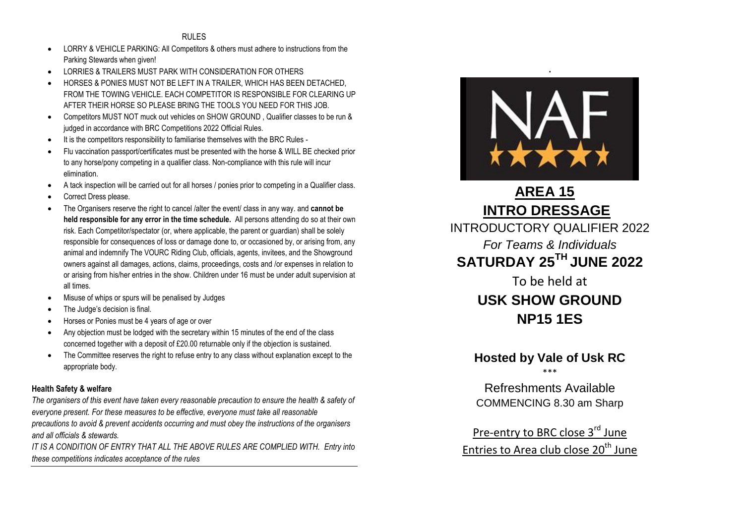## RULES

- LORRY & VEHICLE PARKING: All Competitors & others must adhere to instructions from the Parking Stewards when given!
- LORRIES & TRAILERS MUST PARK WITH CONSIDERATION FOR OTHERS
- HORSES & PONIES MUST NOT BE LEFT IN A TRAILER, WHICH HAS BEEN DETACHED, FROM THE TOWING VEHICLE. EACH COMPETITOR IS RESPONSIBLE FOR CLEARING UP AFTER THEIR HORSE SO PLEASE BRING THE TOOLS YOU NEED FOR THIS JOB.
- Competitors MUST NOT muck out vehicles on SHOW GROUND , Qualifier classes to be run & judged in accordance with BRC Competitions 2022 Official Rules.
- It is the competitors responsibility to familiarise themselves with the BRC Rules -
- Flu vaccination passport/certificates must be presented with the horse & WILL BE checked prior to any horse/pony competing in a qualifier class. Non-compliance with this rule will incur elimination.
- A tack inspection will be carried out for all horses / ponies prior to competing in a Qualifier class.
- Correct Dress please.
- The Organisers reserve the right to cancel /alter the event/ class in any way. and **cannot be held responsible for any error in the time schedule.** All persons attending do so at their own risk. Each Competitor/spectator (or, where applicable, the parent or guardian) shall be solely responsible for consequences of loss or damage done to, or occasioned by, or arising from, any animal and indemnify The VOURC Riding Club, officials, agents, invitees, and the Showground owners against all damages, actions, claims, proceedings, costs and /or expenses in relation to or arising from his/her entries in the show. Children under 16 must be under adult supervision at all times.
- Misuse of whips or spurs will be penalised by Judges
- The Judge's decision is final.
- Horses or Ponies must be 4 years of age or over
- Any objection must be lodged with the secretary within 15 minutes of the end of the class concerned together with a deposit of £20.00 returnable only if the objection is sustained.
- The Committee reserves the right to refuse entry to any class without explanation except to the appropriate body.

**Health Safety & welfare**

*The organisers of this event have taken every reasonable precaution to ensure the health & safety of everyone present. For these measures to be effective, everyone must take all reasonable precautions to avoid & prevent accidents occurring and must obey the instructions of the organisers and all officials & stewards.*

*IT IS A CONDITION OF ENTRY THAT ALL THE ABOVE RULES ARE COMPLIED WITH. Entry into these competitions indicates acceptance of the rules*

NAF ★★★★★

# AREA 15
# INTRO DRESSAGE

INTRODUCTORY QUALIFIER 2022

*For Teams & Individuals*

## SATURDAY 25TH JUNE 2022

To be held at

## USK SHOW GROUND
## NP15 1ES

### Hosted by Vale of Usk RC

\*\*\*

Refreshments Available

COMMENCING 8.30 am Sharp

Pre-entry to BRC close 3rd June

Entries to Area club close 20th June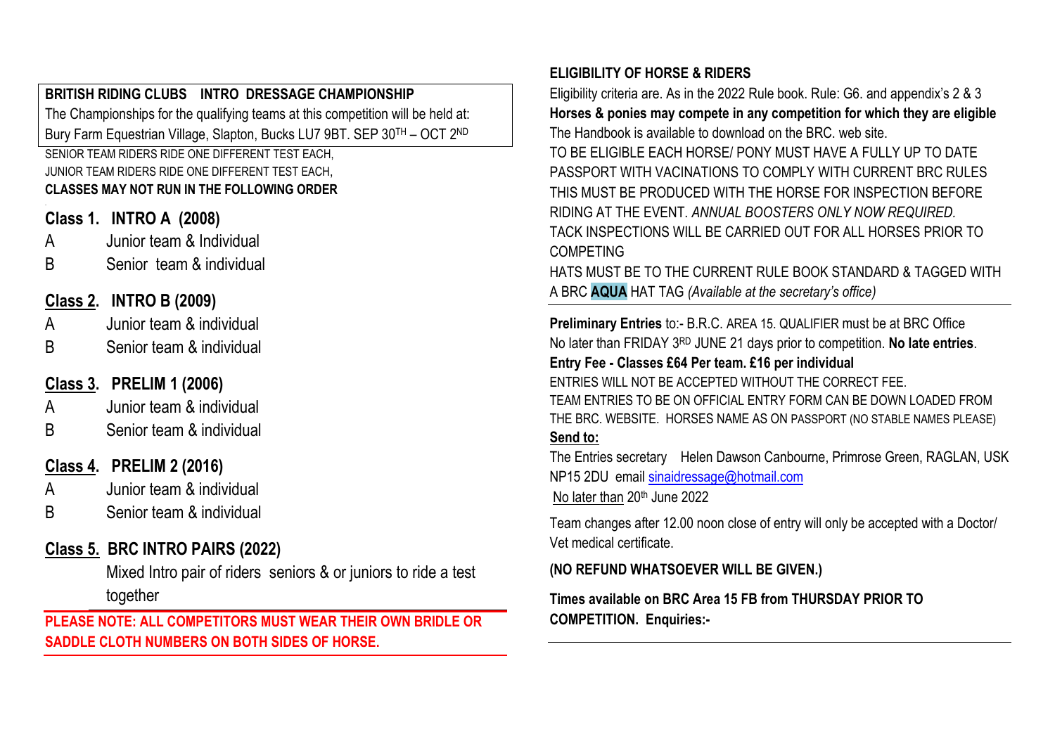**BRITISH RIDING CLUBS INTRO DRESSAGE CHAMPIONSHIP**

The Championships for the qualifying teams at this competition will be held at: Bury Farm Equestrian Village, Slapton, Bucks LU7 9BT. SEP 30TH – OCT 2ND

SENIOR TEAM RIDERS RIDE ONE DIFFERENT TEST EACH,

JUNIOR TEAM RIDERS RIDE ONE DIFFERENT TEST EACH,

**CLASSES MAY NOT RUN IN THE FOLLOWING ORDER**

## Class 1. INTRO A (2008)

A Junior team & Individual

B Senior team & individual

## Class 2. INTRO B (2009)

A Junior team & individual

B Senior team & individual

## Class 3. PRELIM 1 (2006)

A Junior team & individual

B Senior team & individual

## Class 4. PRELIM 2 (2016)

A Junior team & individual

B Senior team & individual

## Class 5. BRC INTRO PAIRS (2022)

Mixed Intro pair of riders seniors & or juniors to ride a test together

**PLEASE NOTE: ALL COMPETITORS MUST WEAR THEIR OWN BRIDLE OR SADDLE CLOTH NUMBERS ON BOTH SIDES OF HORSE.**

**ELIGIBILITY OF HORSE & RIDERS**

Eligibility criteria are. As in the 2022 Rule book. Rule: G6. and appendix's 2 & 3

**Horses & ponies may compete in any competition for which they are eligible**

The Handbook is available to download on the BRC. web site.

TO BE ELIGIBLE EACH HORSE/ PONY MUST HAVE A FULLY UP TO DATE PASSPORT WITH VACINATIONS TO COMPLY WITH CURRENT BRC RULES THIS MUST BE PRODUCED WITH THE HORSE FOR INSPECTION BEFORE RIDING AT THE EVENT. *ANNUAL BOOSTERS ONLY NOW REQUIRED.*

TACK INSPECTIONS WILL BE CARRIED OUT FOR ALL HORSES PRIOR TO COMPETING

HATS MUST BE TO THE CURRENT RULE BOOK STANDARD & TAGGED WITH A BRC **AQUA** HAT TAG *(Available at the secretary's office)*

**Preliminary Entries** to:- B.R.C. AREA 15. QUALIFIER must be at BRC Office No later than FRIDAY 3RD JUNE 21 days prior to competition. **No late entries**.

**Entry Fee - Classes £64 Per team. £16 per individual**

ENTRIES WILL NOT BE ACCEPTED WITHOUT THE CORRECT FEE.

TEAM ENTRIES TO BE ON OFFICIAL ENTRY FORM CAN BE DOWN LOADED FROM THE BRC. WEBSITE. HORSES NAME AS ON PASSPORT (NO STABLE NAMES PLEASE)

**Send to:**

The Entries secretary Helen Dawson Canbourne, Primrose Green, RAGLAN, USK NP15 2DU email sinaidressage@hotmail.com

No later than 20th June 2022

Team changes after 12.00 noon close of entry will only be accepted with a Doctor/ Vet medical certificate.

**(NO REFUND WHATSOEVER WILL BE GIVEN.)**

**Times available on BRC Area 15 FB from THURSDAY PRIOR TO COMPETITION. Enquiries:-**